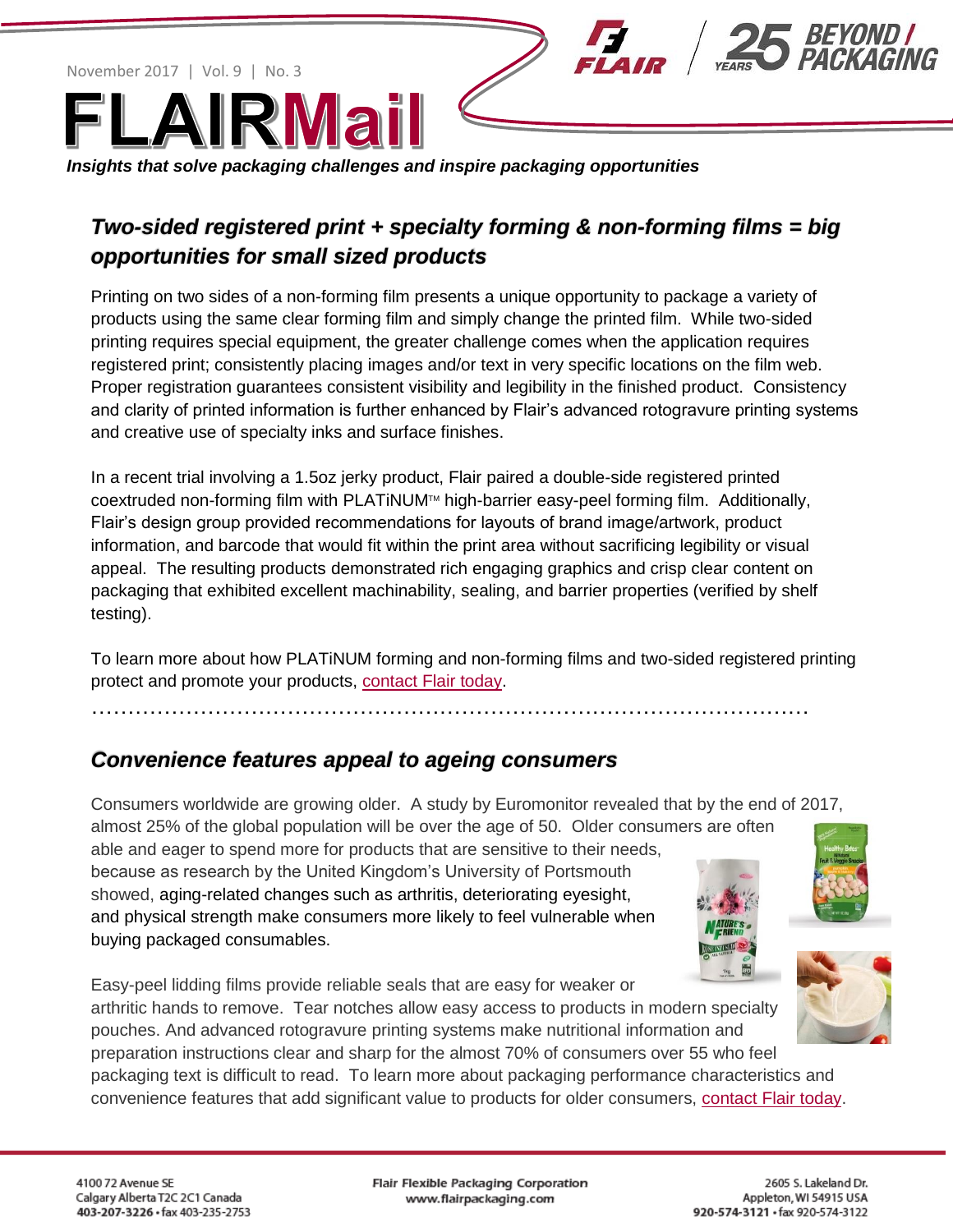November 2017 | Vol. 9 | No. 3

# FLAIRMail

***Insights that solve packaging challenges and inspire packaging opportunities***

## *Two-sided registered print + specialty forming & non-forming films = big opportunities for small sized products*

Printing on two sides of a non-forming film presents a unique opportunity to package a variety of products using the same clear forming film and simply change the printed film. While two-sided printing requires special equipment, the greater challenge comes when the application requires registered print; consistently placing images and/or text in very specific locations on the film web. Proper registration guarantees consistent visibility and legibility in the finished product. Consistency and clarity of printed information is further enhanced by Flair's advanced rotogravure printing systems and creative use of specialty inks and surface finishes.

In a recent trial involving a 1.5oz jerky product, Flair paired a double-side registered printed coextruded non-forming film with PLATiNUM™ high-barrier easy-peel forming film. Additionally, Flair's design group provided recommendations for layouts of brand image/artwork, product information, and barcode that would fit within the print area without sacrificing legibility or visual appeal. The resulting products demonstrated rich engaging graphics and crisp clear content on packaging that exhibited excellent machinability, sealing, and barrier properties (verified by shelf testing).

To learn more about how PLATiNUM forming and non-forming films and two-sided registered printing protect and promote your products, contact Flair today.

## *Convenience features appeal to ageing consumers*

Consumers worldwide are growing older. A study by Euromonitor revealed that by the end of 2017, almost 25% of the global population will be over the age of 50. Older consumers are often able and eager to spend more for products that are sensitive to their needs, because as research by the United Kingdom's University of Portsmouth showed, aging-related changes such as arthritis, deteriorating eyesight, and physical strength make consumers more likely to feel vulnerable when buying packaged consumables.

Easy-peel lidding films provide reliable seals that are easy for weaker or arthritic hands to remove. Tear notches allow easy access to products in modern specialty pouches. And advanced rotogravure printing systems make nutritional information and preparation instructions clear and sharp for the almost 70% of consumers over 55 who feel packaging text is difficult to read. To learn more about packaging performance characteristics and convenience features that add significant value to products for older consumers, contact Flair today.

4100 72 Avenue SE
Calgary Alberta T2C 2C1 Canada
403-207-3226 • fax 403-235-2753

Flair Flexible Packaging Corporation
www.flairpackaging.com

2605 S. Lakeland Dr.
Appleton, WI 54915 USA
920-574-3121 • fax 920-574-3122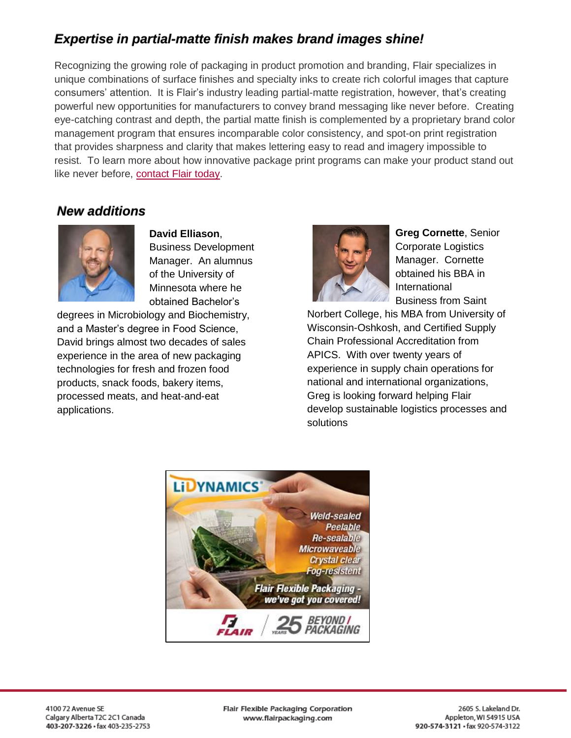## *Expertise in partial-matte finish makes brand images shine!*

Recognizing the growing role of packaging in product promotion and branding, Flair specializes in unique combinations of surface finishes and specialty inks to create rich colorful images that capture consumers' attention. It is Flair's industry leading partial-matte registration, however, that's creating powerful new opportunities for manufacturers to convey brand messaging like never before. Creating eye-catching contrast and depth, the partial matte finish is complemented by a proprietary brand color management program that ensures incomparable color consistency, and spot-on print registration that provides sharpness and clarity that makes lettering easy to read and imagery impossible to resist. To learn more about how innovative package print programs can make your product stand out like never before, contact Flair today.

## *New additions*

**David Elliason**, Business Development Manager. An alumnus of the University of Minnesota where he obtained Bachelor's degrees in Microbiology and Biochemistry, and a Master's degree in Food Science, David brings almost two decades of sales experience in the area of new packaging technologies for fresh and frozen food products, snack foods, bakery items, processed meats, and heat-and-eat applications.

**Greg Cornette**, Senior Corporate Logistics Manager. Cornette obtained his BBA in International Business from Saint Norbert College, his MBA from University of Wisconsin-Oshkosh, and Certified Supply Chain Professional Accreditation from APICS. With over twenty years of experience in supply chain operations for national and international organizations, Greg is looking forward helping Flair develop sustainable logistics processes and solutions